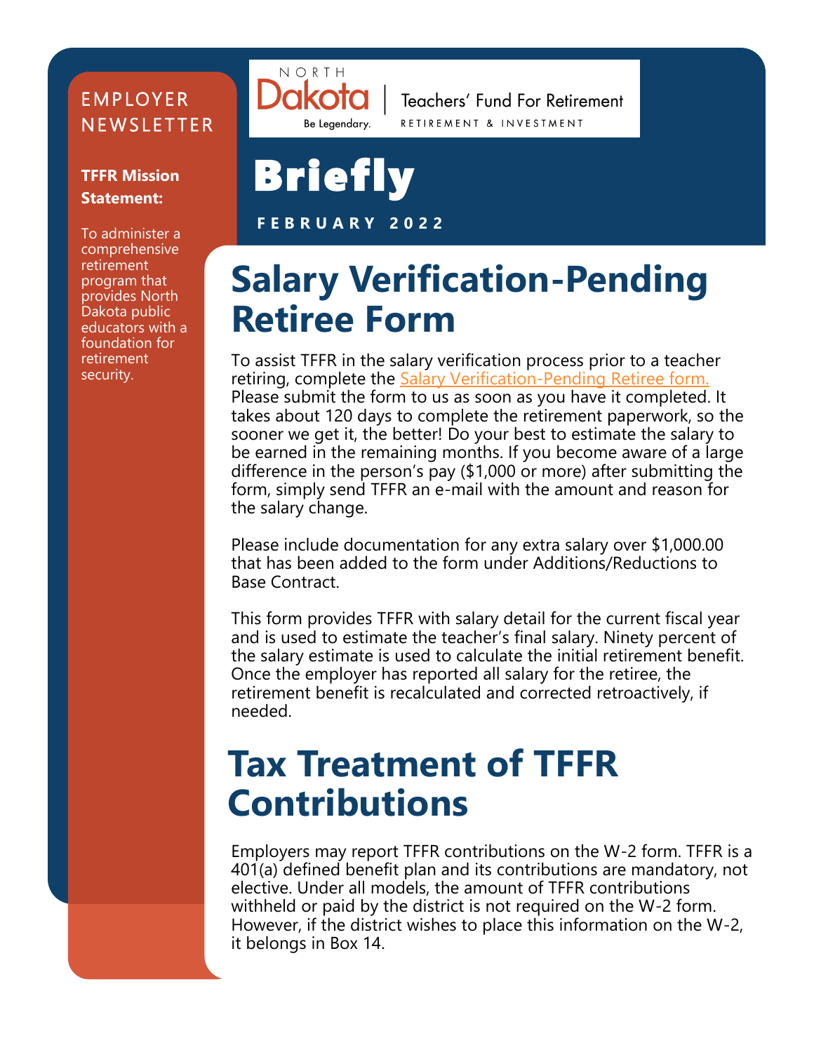EMPLOYER NEWSLETTER

**TFFR Mission Statement:**

To administer a comprehensive retirement program that provides North Dakota public educators with a foundation for retirement security.

NORTH Dakota Be Legendary. | Teachers' Fund For Retirement RETIREMENT & INVESTMENT

# Briefly

**FEBRUARY 2022**

## Salary Verification-Pending Retiree Form

To assist TFFR in the salary verification process prior to a teacher retiring, complete the Salary Verification-Pending Retiree form. Please submit the form to us as soon as you have it completed. It takes about 120 days to complete the retirement paperwork, so the sooner we get it, the better! Do your best to estimate the salary to be earned in the remaining months. If you become aware of a large difference in the person's pay ($1,000 or more) after submitting the form, simply send TFFR an e-mail with the amount and reason for the salary change.

Please include documentation for any extra salary over $1,000.00 that has been added to the form under Additions/Reductions to Base Contract.

This form provides TFFR with salary detail for the current fiscal year and is used to estimate the teacher's final salary. Ninety percent of the salary estimate is used to calculate the initial retirement benefit. Once the employer has reported all salary for the retiree, the retirement benefit is recalculated and corrected retroactively, if needed.

## Tax Treatment of TFFR Contributions

Employers may report TFFR contributions on the W-2 form. TFFR is a 401(a) defined benefit plan and its contributions are mandatory, not elective. Under all models, the amount of TFFR contributions withheld or paid by the district is not required on the W-2 form. However, if the district wishes to place this information on the W-2, it belongs in Box 14.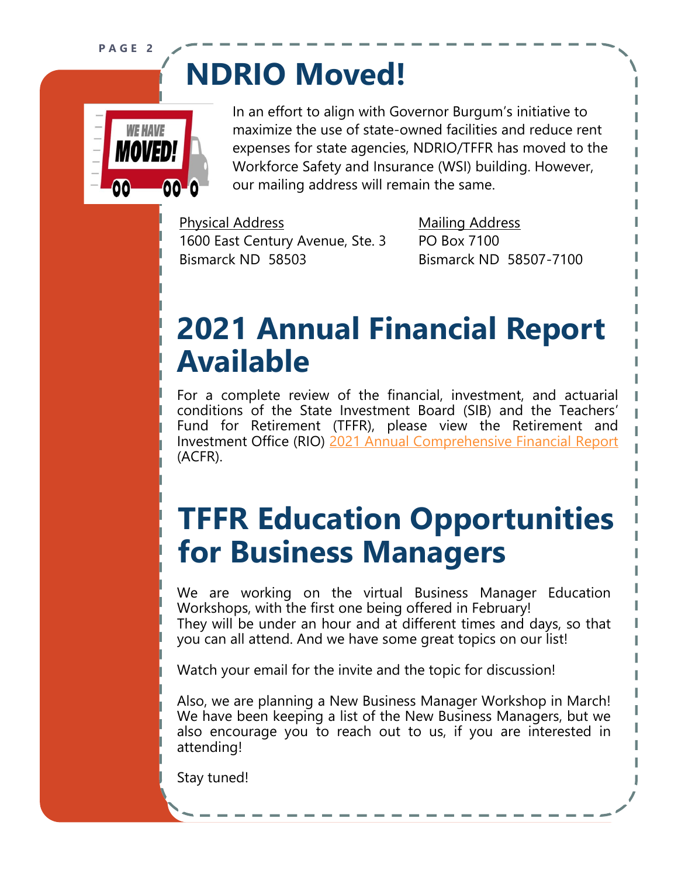# NDRIO Moved!

In an effort to align with Governor Burgum's initiative to maximize the use of state-owned facilities and reduce rent expenses for state agencies, NDRIO/TFFR has moved to the Workforce Safety and Insurance (WSI) building. However, our mailing address will remain the same.

Physical Address
1600 East Century Avenue, Ste. 3
Bismarck ND 58503

Mailing Address
PO Box 7100
Bismarck ND 58507-7100

# 2021 Annual Financial Report Available

For a complete review of the financial, investment, and actuarial conditions of the State Investment Board (SIB) and the Teachers' Fund for Retirement (TFFR), please view the Retirement and Investment Office (RIO) 2021 Annual Comprehensive Financial Report (ACFR).

# TFFR Education Opportunities for Business Managers

We are working on the virtual Business Manager Education Workshops, with the first one being offered in February! They will be under an hour and at different times and days, so that you can all attend. And we have some great topics on our list!

Watch your email for the invite and the topic for discussion!

Also, we are planning a New Business Manager Workshop in March! We have been keeping a list of the New Business Managers, but we also encourage you to reach out to us, if you are interested in attending!

Stay tuned!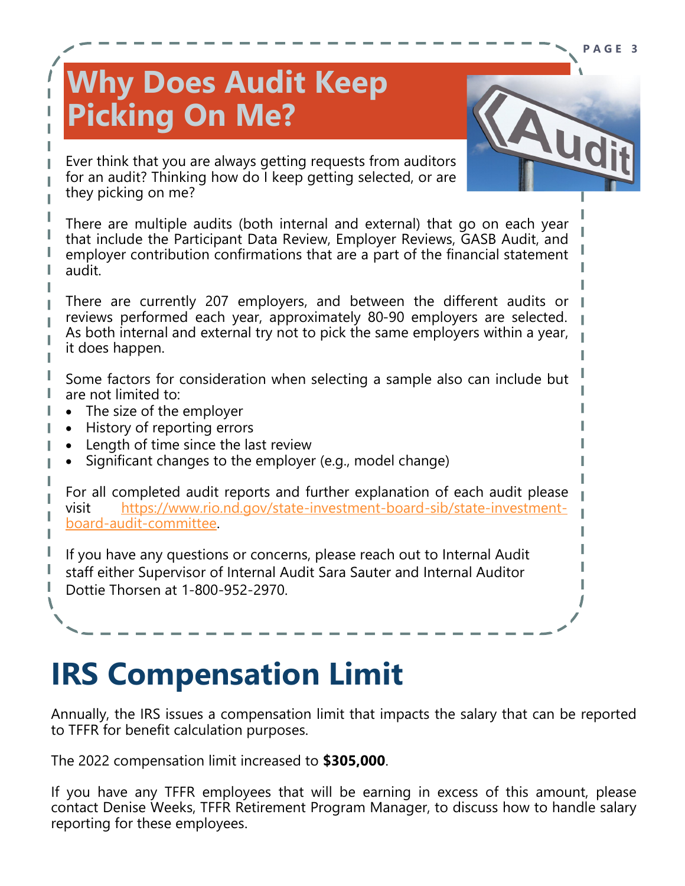# Why Does Audit Keep Picking On Me?

Ever think that you are always getting requests from auditors for an audit? Thinking how do I keep getting selected, or are they picking on me?

There are multiple audits (both internal and external) that go on each year that include the Participant Data Review, Employer Reviews, GASB Audit, and employer contribution confirmations that are a part of the financial statement audit.

There are currently 207 employers, and between the different audits or reviews performed each year, approximately 80-90 employers are selected. As both internal and external try not to pick the same employers within a year, it does happen.

Some factors for consideration when selecting a sample also can include but are not limited to:

- The size of the employer
- History of reporting errors
- Length of time since the last review
- Significant changes to the employer (e.g., model change)

For all completed audit reports and further explanation of each audit please visit https://www.rio.nd.gov/state-investment-board-sib/state-investment-board-audit-committee.

If you have any questions or concerns, please reach out to Internal Audit staff either Supervisor of Internal Audit Sara Sauter and Internal Auditor Dottie Thorsen at 1-800-952-2970.

# IRS Compensation Limit

Annually, the IRS issues a compensation limit that impacts the salary that can be reported to TFFR for benefit calculation purposes.

The 2022 compensation limit increased to **$305,000**.

If you have any TFFR employees that will be earning in excess of this amount, please contact Denise Weeks, TFFR Retirement Program Manager, to discuss how to handle salary reporting for these employees.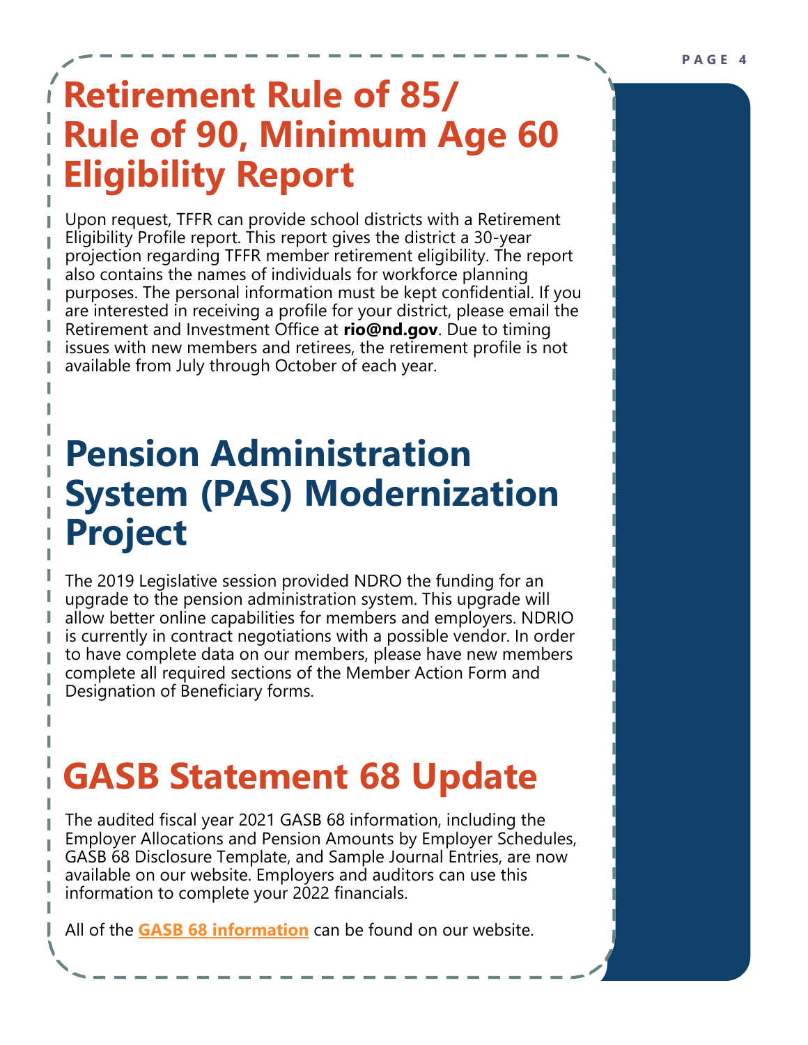# Retirement Rule of 85/ Rule of 90, Minimum Age 60 Eligibility Report

Upon request, TFFR can provide school districts with a Retirement Eligibility Profile report. This report gives the district a 30-year projection regarding TFFR member retirement eligibility. The report also contains the names of individuals for workforce planning purposes. The personal information must be kept confidential. If you are interested in receiving a profile for your district, please email the Retirement and Investment Office at **rio@nd.gov**. Due to timing issues with new members and retirees, the retirement profile is not available from July through October of each year.

# Pension Administration System (PAS) Modernization Project

The 2019 Legislative session provided NDRO the funding for an upgrade to the pension administration system. This upgrade will allow better online capabilities for members and employers. NDRIO is currently in contract negotiations with a possible vendor. In order to have complete data on our members, please have new members complete all required sections of the Member Action Form and Designation of Beneficiary forms.

# GASB Statement 68 Update

The audited fiscal year 2021 GASB 68 information, including the Employer Allocations and Pension Amounts by Employer Schedules, GASB 68 Disclosure Template, and Sample Journal Entries, are now available on our website. Employers and auditors can use this information to complete your 2022 financials.

All of the **GASB 68 information** can be found on our website.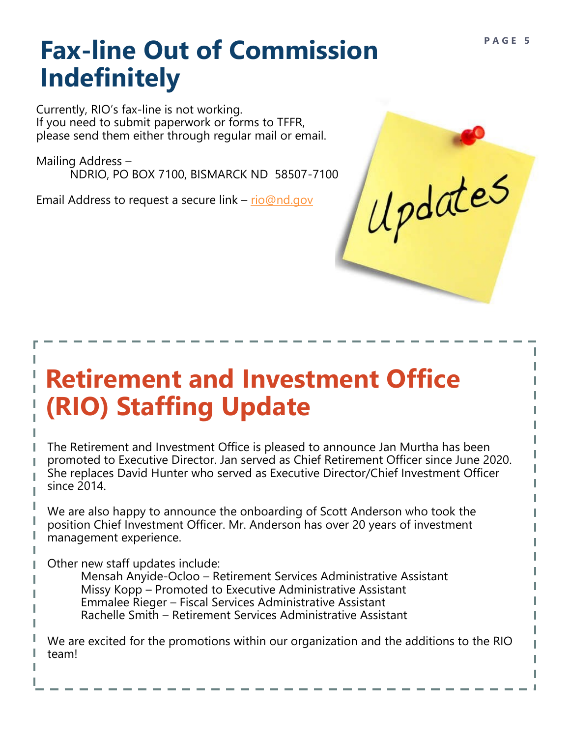# Fax-line Out of Commission Indefinitely

Currently, RIO's fax-line is not working.
If you need to submit paperwork or forms to TFFR, please send them either through regular mail or email.

Mailing Address –
NDRIO, PO BOX 7100, BISMARCK ND 58507-7100

Email Address to request a secure link – rio@nd.gov

# Retirement and Investment Office (RIO) Staffing Update

The Retirement and Investment Office is pleased to announce Jan Murtha has been promoted to Executive Director. Jan served as Chief Retirement Officer since June 2020. She replaces David Hunter who served as Executive Director/Chief Investment Officer since 2014.

We are also happy to announce the onboarding of Scott Anderson who took the position Chief Investment Officer. Mr. Anderson has over 20 years of investment management experience.

Other new staff updates include:

- Mensah Anyide-Ocloo – Retirement Services Administrative Assistant
- Missy Kopp – Promoted to Executive Administrative Assistant
- Emmalee Rieger – Fiscal Services Administrative Assistant
- Rachelle Smith – Retirement Services Administrative Assistant

We are excited for the promotions within our organization and the additions to the RIO team!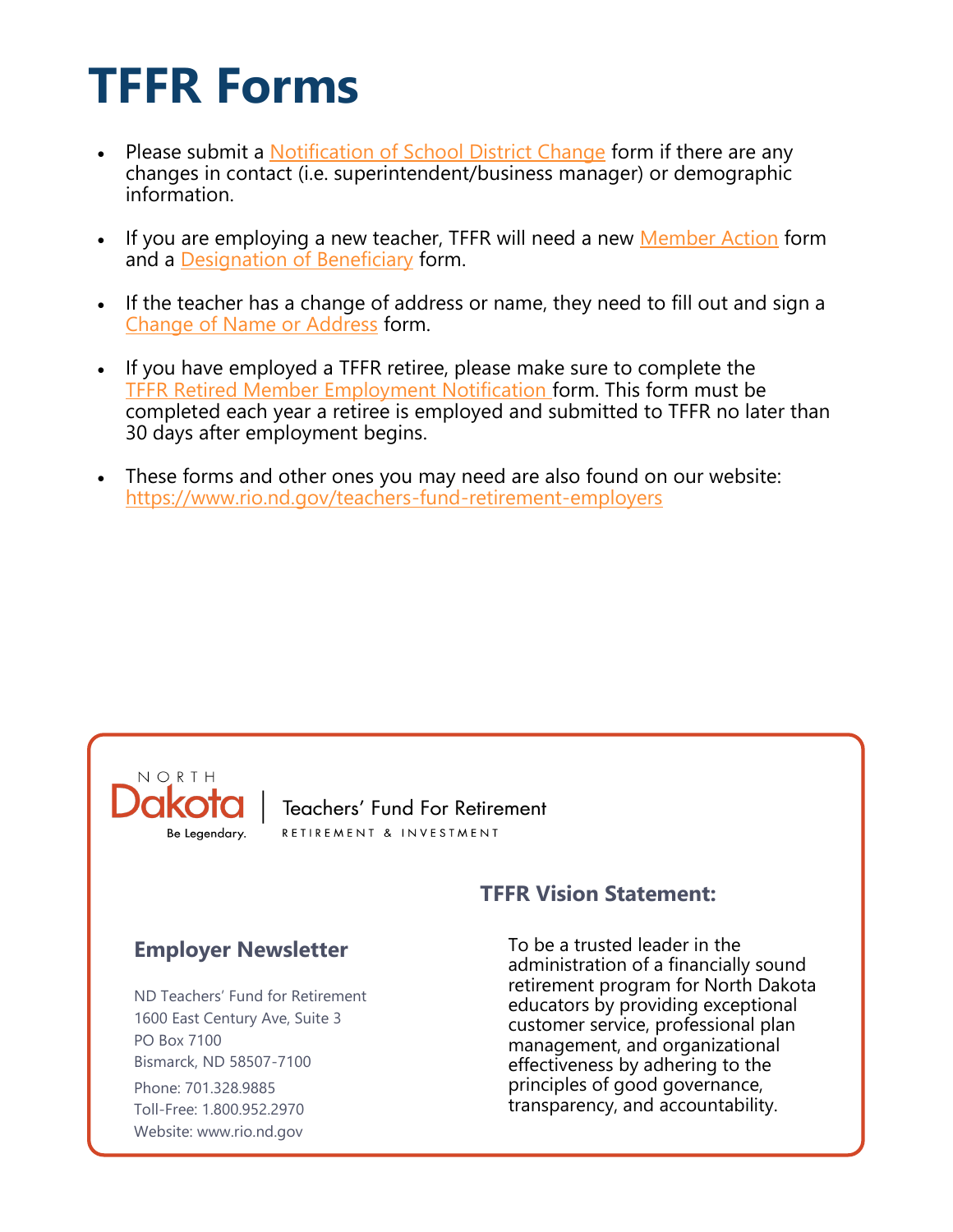# TFFR Forms

- Please submit a Notification of School District Change form if there are any changes in contact (i.e. superintendent/business manager) or demographic information.
- If you are employing a new teacher, TFFR will need a new Member Action form and a Designation of Beneficiary form.
- If the teacher has a change of address or name, they need to fill out and sign a Change of Name or Address form.
- If you have employed a TFFR retiree, please make sure to complete the TFFR Retired Member Employment Notification form. This form must be completed each year a retiree is employed and submitted to TFFR no later than 30 days after employment begins.
- These forms and other ones you may need are also found on our website: https://www.rio.nd.gov/teachers-fund-retirement-employers

NORTH Dakota | Teachers' Fund For Retirement

Be Legendary. RETIREMENT & INVESTMENT

### Employer Newsletter

ND Teachers' Fund for Retirement
1600 East Century Ave, Suite 3
PO Box 7100
Bismarck, ND 58507-7100

Phone: 701.328.9885
Toll-Free: 1.800.952.2970
Website: www.rio.nd.gov

### TFFR Vision Statement:

To be a trusted leader in the administration of a financially sound retirement program for North Dakota educators by providing exceptional customer service, professional plan management, and organizational effectiveness by adhering to the principles of good governance, transparency, and accountability.